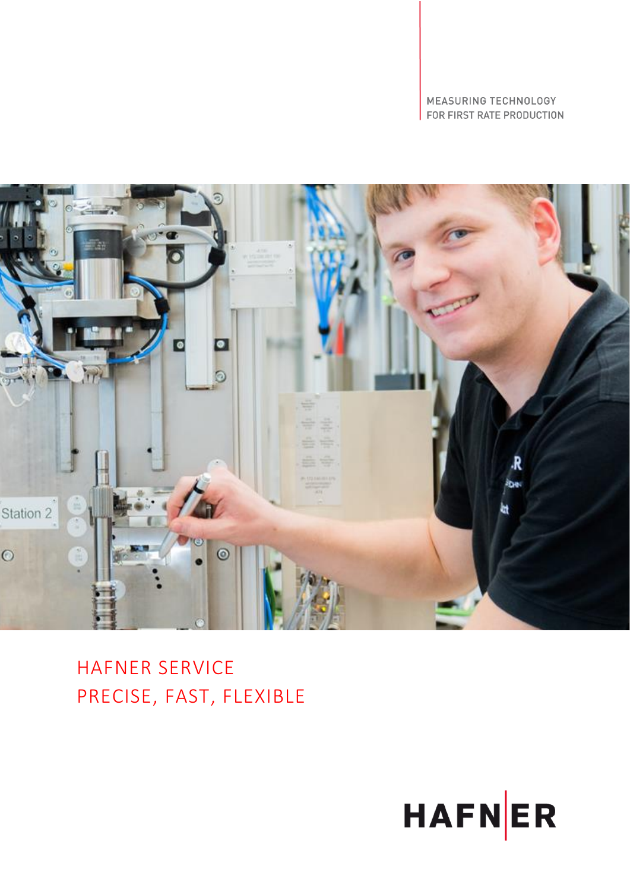MEASURING TECHNOLOGY
FOR FIRST RATE PRODUCTION

# HAFNER SERVICE
# PRECISE, FAST, FLEXIBLE

HAFNER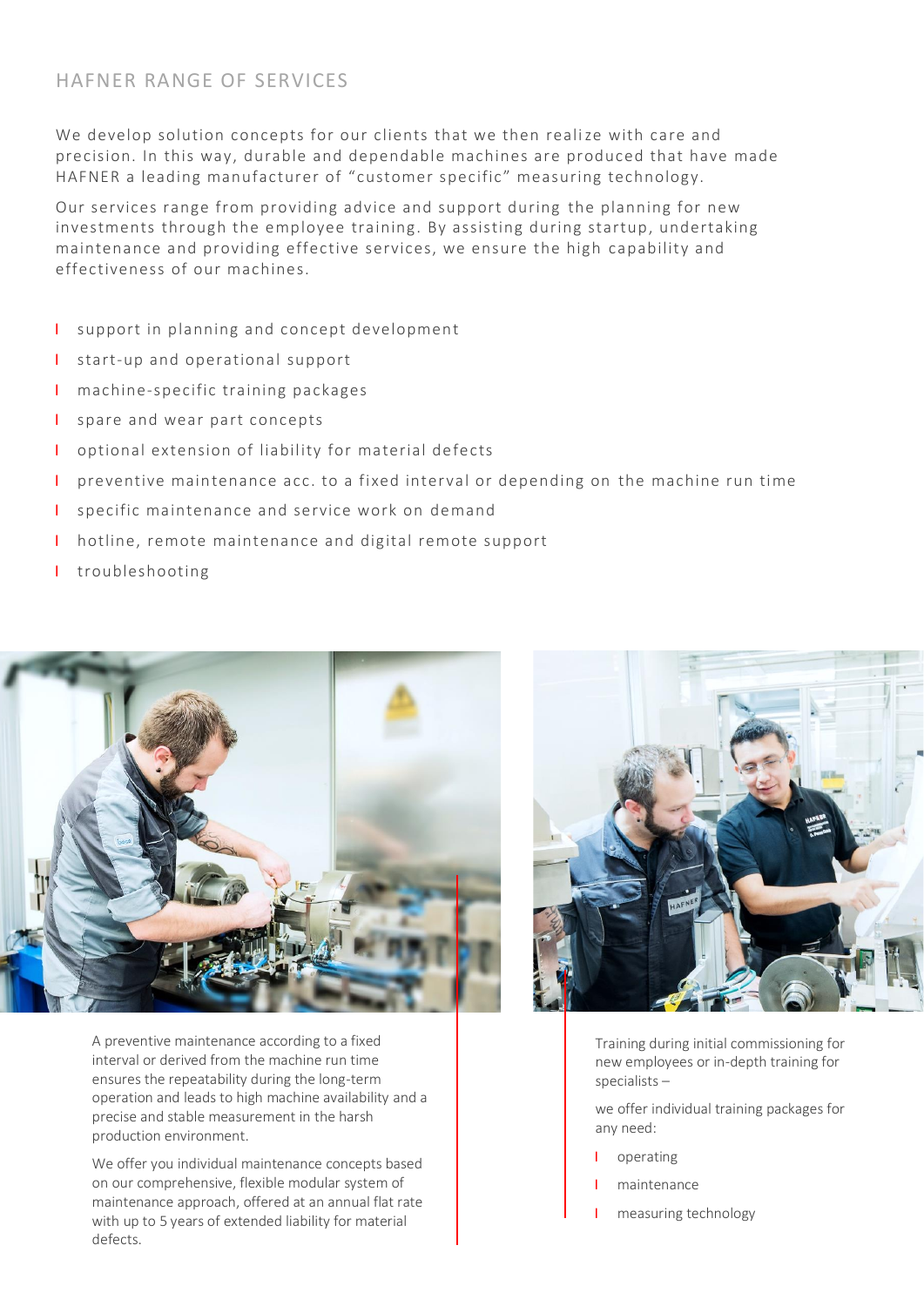## HAFNER RANGE OF SERVICES

We develop solution concepts for our clients that we then realize with care and precision. In this way, durable and dependable machines are produced that have made HAFNER a leading manufacturer of "customer specific" measuring technology.

Our services range from providing advice and support during the planning for new investments through the employee training. By assisting during startup, undertaking maintenance and providing effective services, we ensure the high capability and effectiveness of our machines.

- support in planning and concept development
- start-up and operational support
- machine-specific training packages
- spare and wear part concepts
- optional extension of liability for material defects
- preventive maintenance acc. to a fixed interval or depending on the machine run time
- specific maintenance and service work on demand
- hotline, remote maintenance and digital remote support
- troubleshooting

A preventive maintenance according to a fixed interval or derived from the machine run time ensures the repeatability during the long-term operation and leads to high machine availability and a precise and stable measurement in the harsh production environment.

We offer you individual maintenance concepts based on our comprehensive, flexible modular system of maintenance approach, offered at an annual flat rate with up to 5 years of extended liability for material defects.

Training during initial commissioning for new employees or in-depth training for specialists –

we offer individual training packages for any need:

- operating
- maintenance
- measuring technology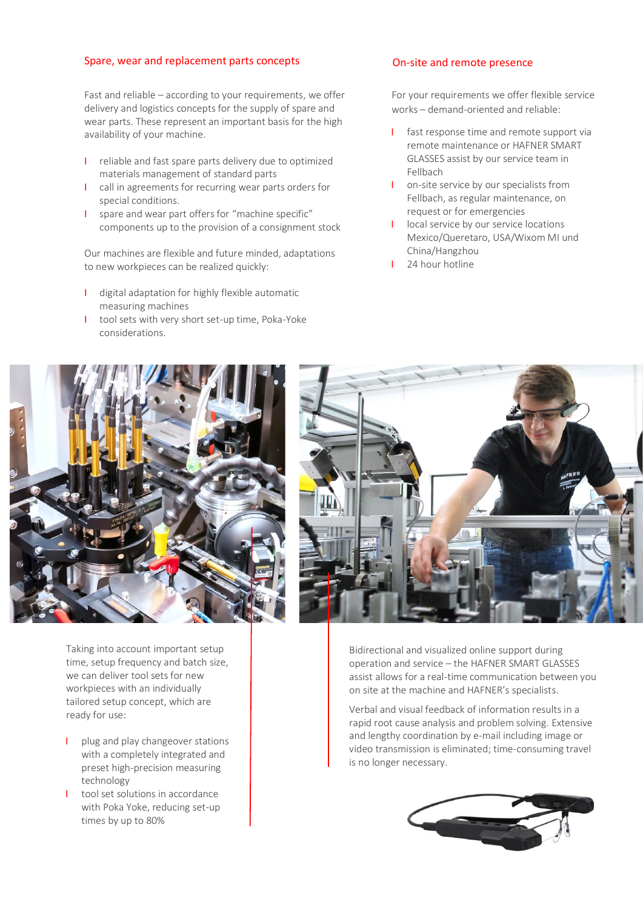## Spare, wear and replacement parts concepts

Fast and reliable – according to your requirements, we offer delivery and logistics concepts for the supply of spare and wear parts. These represent an important basis for the high availability of your machine.

- reliable and fast spare parts delivery due to optimized materials management of standard parts
- call in agreements for recurring wear parts orders for special conditions.
- spare and wear part offers for "machine specific" components up to the provision of a consignment stock

Our machines are flexible and future minded, adaptations to new workpieces can be realized quickly:

- digital adaptation for highly flexible automatic measuring machines
- tool sets with very short set-up time, Poka-Yoke considerations.

## On-site and remote presence

For your requirements we offer flexible service works – demand-oriented and reliable:

- fast response time and remote support via remote maintenance or HAFNER SMART GLASSES assist by our service team in Fellbach
- on-site service by our specialists from Fellbach, as regular maintenance, on request or for emergencies
- local service by our service locations Mexico/Queretaro, USA/Wixom MI und China/Hangzhou
- 24 hour hotline

Taking into account important setup time, setup frequency and batch size, we can deliver tool sets for new workpieces with an individually tailored setup concept, which are ready for use:

- plug and play changeover stations with a completely integrated and preset high-precision measuring technology
- tool set solutions in accordance with Poka Yoke, reducing set-up times by up to 80%

Bidirectional and visualized online support during operation and service – the HAFNER SMART GLASSES assist allows for a real-time communication between you on site at the machine and HAFNER's specialists.

Verbal and visual feedback of information results in a rapid root cause analysis and problem solving. Extensive and lengthy coordination by e-mail including image or video transmission is eliminated; time-consuming travel is no longer necessary.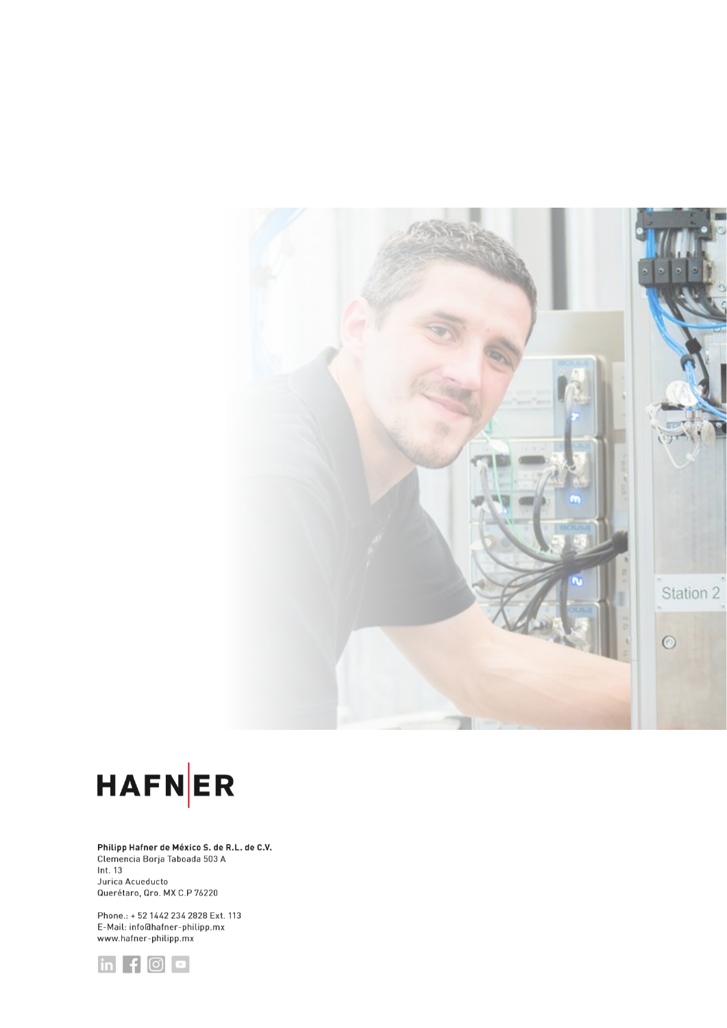HAFNER

**Philipp Hafner de México S. de R.L. de C.V.**
Clemencia Borja Taboada 503 A
Int. 13
Jurica Acueducto
Querétaro, Qro. MX C.P 76220

Phone.: + 52 1442 234 2828 Ext. 113
E-Mail: info@hafner-philipp.mx
www.hafner-philipp.mx